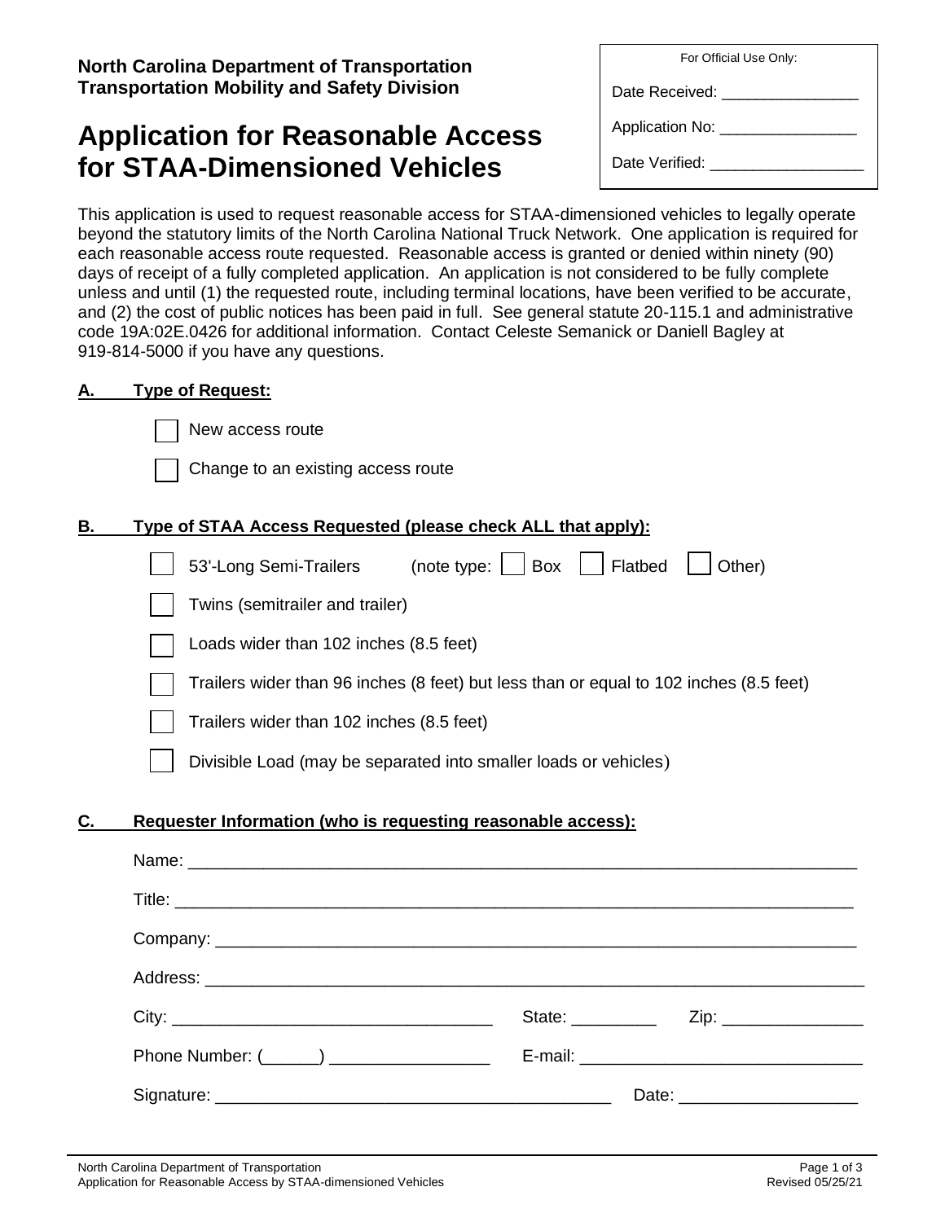**North Carolina Department of Transportation**
**Transportation Mobility and Safety Division**

| For Official Use Only: |
| --- |
| Date Received: ________________ |
| Application No: ________________ |
| Date Verified: __________________ |

# Application for Reasonable Access for STAA-Dimensioned Vehicles

This application is used to request reasonable access for STAA-dimensioned vehicles to legally operate beyond the statutory limits of the North Carolina National Truck Network. One application is required for each reasonable access route requested. Reasonable access is granted or denied within ninety (90) days of receipt of a fully completed application. An application is not considered to be fully complete unless and until (1) the requested route, including terminal locations, have been verified to be accurate, and (2) the cost of public notices has been paid in full. See general statute 20-115.1 and administrative code 19A:02E.0426 for additional information. Contact Celeste Semanick or Daniell Bagley at 919-814-5000 if you have any questions.

## A. Type of Request:

- ☐ New access route
- ☐ Change to an existing access route

## B. Type of STAA Access Requested (please check ALL that apply):

- ☐ 53'-Long Semi-Trailers (note type: ☐ Box ☐ Flatbed ☐ Other)
- ☐ Twins (semitrailer and trailer)
- ☐ Loads wider than 102 inches (8.5 feet)
- ☐ Trailers wider than 96 inches (8 feet) but less than or equal to 102 inches (8.5 feet)
- ☐ Trailers wider than 102 inches (8.5 feet)
- ☐ Divisible Load (may be separated into smaller loads or vehicles)

## C. Requester Information (who is requesting reasonable access):

Name: ___________________________________________________________________________

Title: ____________________________________________________________________________

Company: _________________________________________________________________________

Address: __________________________________________________________________________

City: __________________________________ State: _________ Zip: _______________

Phone Number: (______) _________________ E-mail: ______________________________

Signature: __________________________________________ Date: ___________________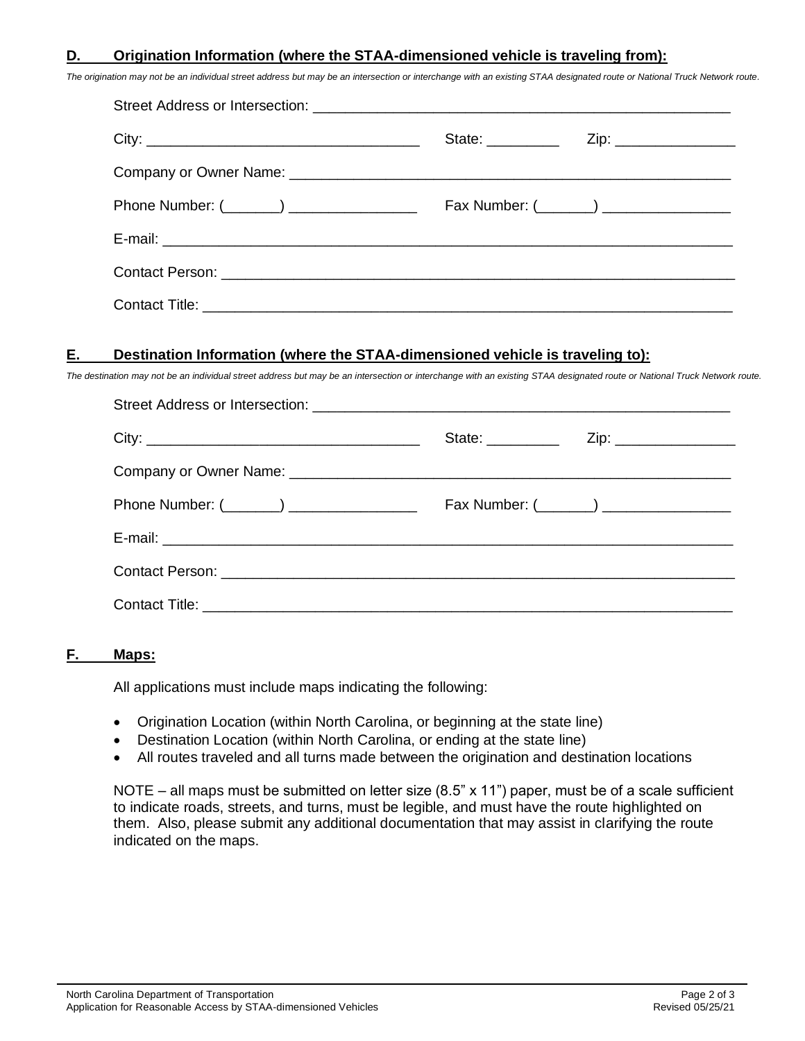## D. Origination Information (where the STAA-dimensioned vehicle is traveling from):

*The origination may not be an individual street address but may be an intersection or interchange with an existing STAA designated route or National Truck Network route.*

Street Address or Intersection: ____________________________________________________

City: ___________________________________ State: _________ Zip: _______________

Company or Owner Name: ________________________________________________________

Phone Number: (_______) ________________ Fax Number: (_______) ________________

E-mail: ______________________________________________________________________

Contact Person: ________________________________________________________________

Contact Title: __________________________________________________________________

## E. Destination Information (where the STAA-dimensioned vehicle is traveling to):

*The destination may not be an individual street address but may be an intersection or interchange with an existing STAA designated route or National Truck Network route.*

Street Address or Intersection: ____________________________________________________

City: ___________________________________ State: _________ Zip: _______________

Company or Owner Name: ________________________________________________________

Phone Number: (_______) ________________ Fax Number: (_______) ________________

E-mail: ______________________________________________________________________

Contact Person: ________________________________________________________________

Contact Title: __________________________________________________________________

## F. Maps:

All applications must include maps indicating the following:

- Origination Location (within North Carolina, or beginning at the state line)
- Destination Location (within North Carolina, or ending at the state line)
- All routes traveled and all turns made between the origination and destination locations

NOTE – all maps must be submitted on letter size (8.5" x 11") paper, must be of a scale sufficient to indicate roads, streets, and turns, must be legible, and must have the route highlighted on them. Also, please submit any additional documentation that may assist in clarifying the route indicated on the maps.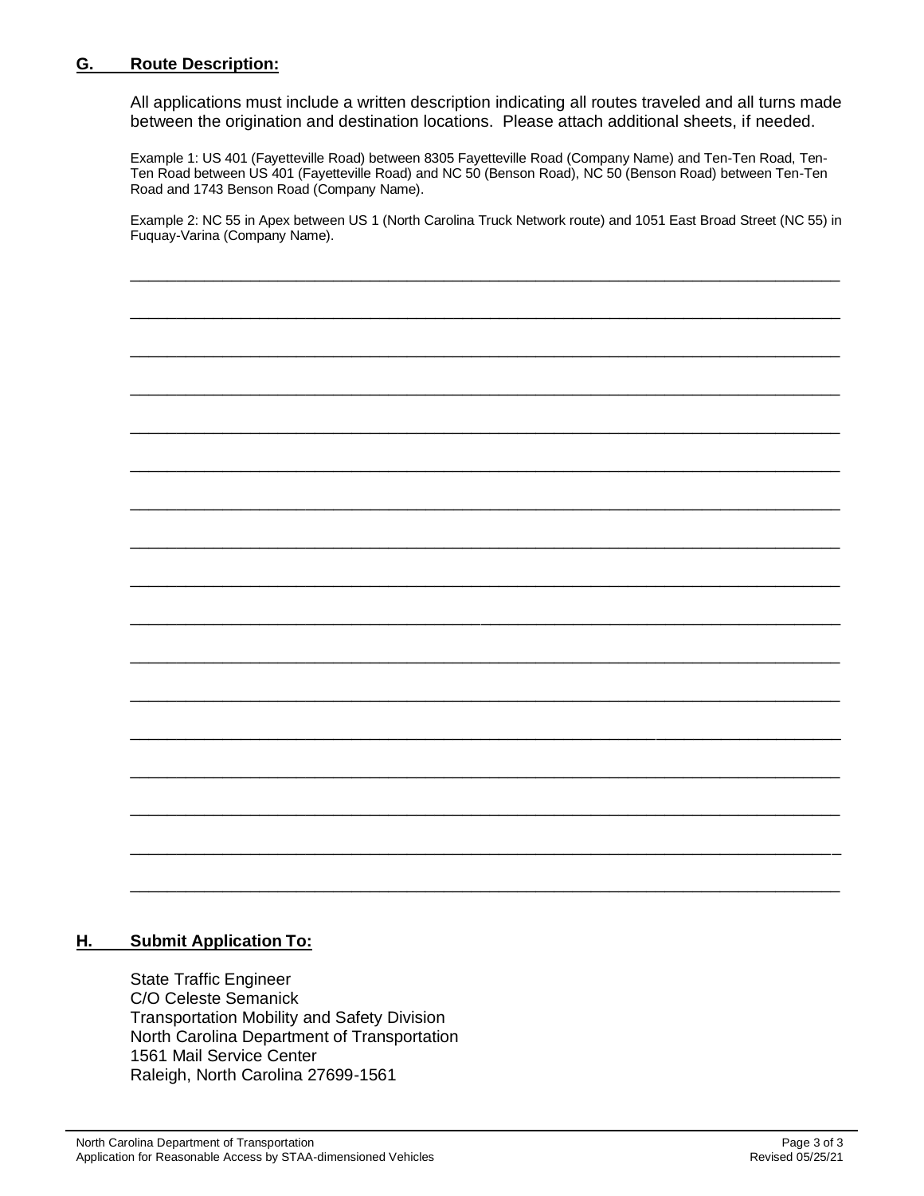## G. Route Description:

All applications must include a written description indicating all routes traveled and all turns made between the origination and destination locations. Please attach additional sheets, if needed.

Example 1: US 401 (Fayetteville Road) between 8305 Fayetteville Road (Company Name) and Ten-Ten Road, Ten-Ten Road between US 401 (Fayetteville Road) and NC 50 (Benson Road), NC 50 (Benson Road) between Ten-Ten Road and 1743 Benson Road (Company Name).

Example 2: NC 55 in Apex between US 1 (North Carolina Truck Network route) and 1051 East Broad Street (NC 55) in Fuquay-Varina (Company Name).

______________________________________________________________________________

______________________________________________________________________________

______________________________________________________________________________

______________________________________________________________________________

______________________________________________________________________________

______________________________________________________________________________

______________________________________________________________________________

______________________________________________________________________________

______________________________________________________________________________

______________________________________________________________________________

______________________________________________________________________________

______________________________________________________________________________

______________________________________________________________________________

______________________________________________________________________________

______________________________________________________________________________

______________________________________________________________________________

______________________________________________________________________________

## H. Submit Application To:

State Traffic Engineer
C/O Celeste Semanick
Transportation Mobility and Safety Division
North Carolina Department of Transportation
1561 Mail Service Center
Raleigh, North Carolina 27699-1561